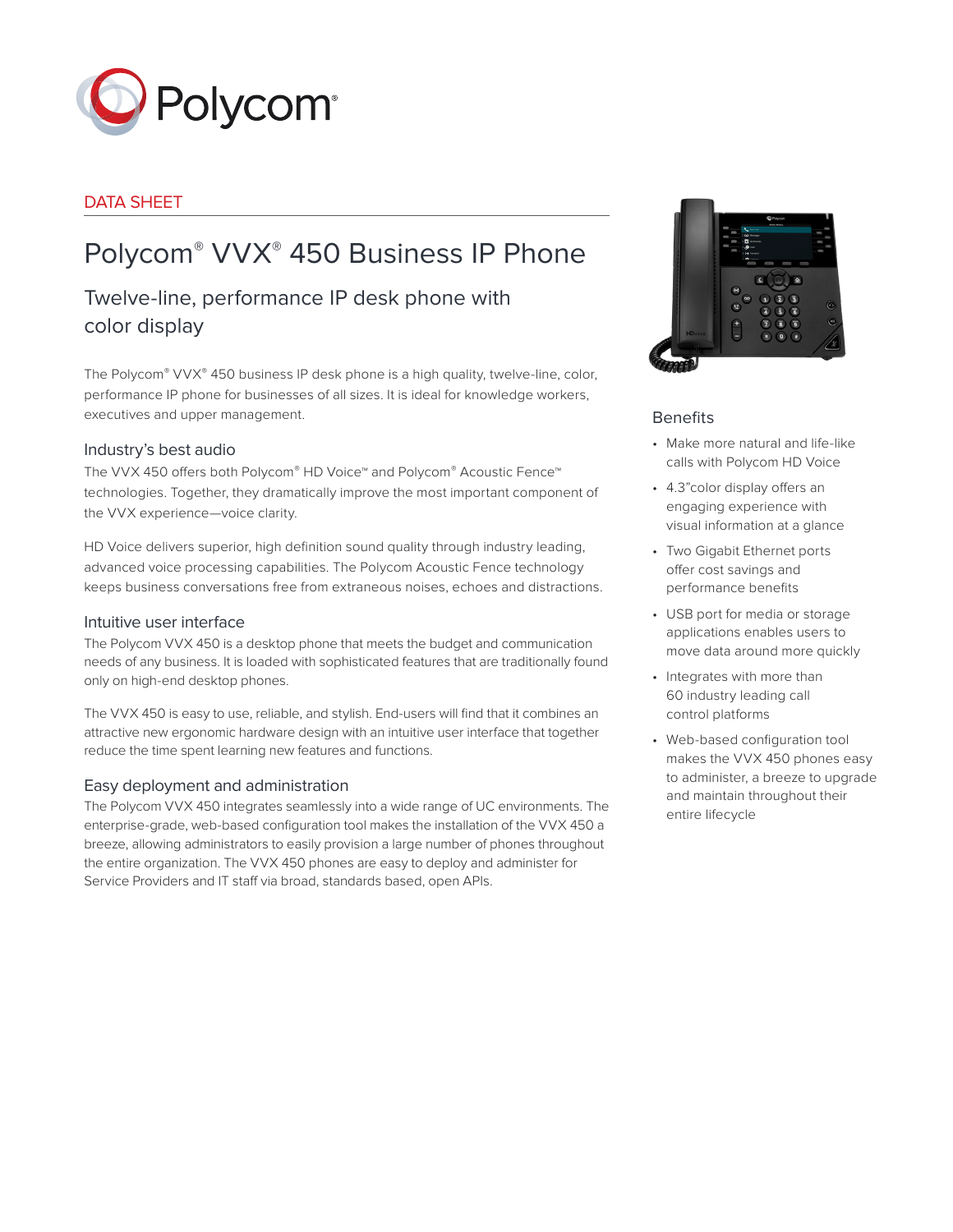Polycom®

DATA SHEET

# Polycom® VVX® 450 Business IP Phone

## Twelve-line, performance IP desk phone with color display

The Polycom® VVX® 450 business IP desk phone is a high quality, twelve-line, color, performance IP phone for businesses of all sizes. It is ideal for knowledge workers, executives and upper management.

### Industry's best audio

The VVX 450 offers both Polycom® HD Voice™ and Polycom® Acoustic Fence™ technologies. Together, they dramatically improve the most important component of the VVX experience—voice clarity.

HD Voice delivers superior, high definition sound quality through industry leading, advanced voice processing capabilities. The Polycom Acoustic Fence technology keeps business conversations free from extraneous noises, echoes and distractions.

### Intuitive user interface

The Polycom VVX 450 is a desktop phone that meets the budget and communication needs of any business. It is loaded with sophisticated features that are traditionally found only on high-end desktop phones.

The VVX 450 is easy to use, reliable, and stylish. End-users will find that it combines an attractive new ergonomic hardware design with an intuitive user interface that together reduce the time spent learning new features and functions.

### Easy deployment and administration

The Polycom VVX 450 integrates seamlessly into a wide range of UC environments. The enterprise-grade, web-based configuration tool makes the installation of the VVX 450 a breeze, allowing administrators to easily provision a large number of phones throughout the entire organization. The VVX 450 phones are easy to deploy and administer for Service Providers and IT staff via broad, standards based, open APIs.

### Benefits

- Make more natural and life-like calls with Polycom HD Voice
- 4.3"color display offers an engaging experience with visual information at a glance
- Two Gigabit Ethernet ports offer cost savings and performance benefits
- USB port for media or storage applications enables users to move data around more quickly
- Integrates with more than 60 industry leading call control platforms
- Web-based configuration tool makes the VVX 450 phones easy to administer, a breeze to upgrade and maintain throughout their entire lifecycle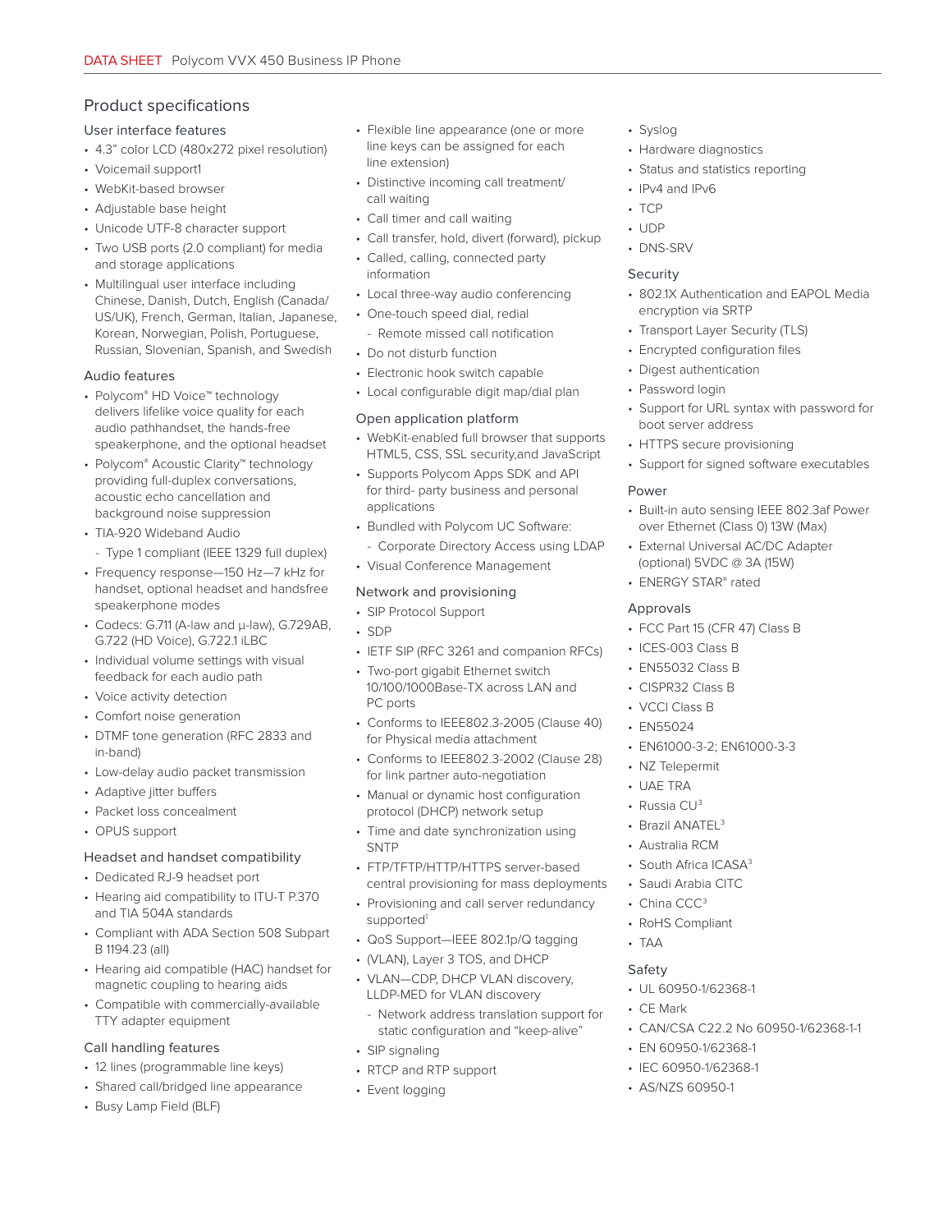## Product specifications

### User interface features

- 4.3" color LCD (480x272 pixel resolution)
- Voicemail support1
- WebKit-based browser
- Adjustable base height
- Unicode UTF-8 character support
- Two USB ports (2.0 compliant) for media and storage applications
- Multilingual user interface including Chinese, Danish, Dutch, English (Canada/US/UK), French, German, Italian, Japanese, Korean, Norwegian, Polish, Portuguese, Russian, Slovenian, Spanish, and Swedish

### Audio features

- Polycom® HD Voice™ technology delivers lifelike voice quality for each audio pathhandset, the hands-free speakerphone, and the optional headset
- Polycom® Acoustic Clarity™ technology providing full-duplex conversations, acoustic echo cancellation and background noise suppression
- TIA-920 Wideband Audio
  - Type 1 compliant (IEEE 1329 full duplex)
- Frequency response—150 Hz—7 kHz for handset, optional headset and handsfree speakerphone modes
- Codecs: G.711 (A-law and μ-law), G.729AB, G.722 (HD Voice), G.722.1 iLBC
- Individual volume settings with visual feedback for each audio path
- Voice activity detection
- Comfort noise generation
- DTMF tone generation (RFC 2833 and in-band)
- Low-delay audio packet transmission
- Adaptive jitter buffers
- Packet loss concealment
- OPUS support

### Headset and handset compatibility

- Dedicated RJ-9 headset port
- Hearing aid compatibility to ITU-T P.370 and TIA 504A standards
- Compliant with ADA Section 508 Subpart B 1194.23 (all)
- Hearing aid compatible (HAC) handset for magnetic coupling to hearing aids
- Compatible with commercially-available TTY adapter equipment

### Call handling features

- 12 lines (programmable line keys)
- Shared call/bridged line appearance
- Busy Lamp Field (BLF)
- Flexible line appearance (one or more line keys can be assigned for each line extension)
- Distinctive incoming call treatment/call waiting
- Call timer and call waiting
- Call transfer, hold, divert (forward), pickup
- Called, calling, connected party information
- Local three-way audio conferencing
- One-touch speed dial, redial
  - Remote missed call notification
- Do not disturb function
- Electronic hook switch capable
- Local configurable digit map/dial plan

### Open application platform

- WebKit-enabled full browser that supports HTML5, CSS, SSL security,and JavaScript
- Supports Polycom Apps SDK and API for third- party business and personal applications
- Bundled with Polycom UC Software:
  - Corporate Directory Access using LDAP
- Visual Conference Management

### Network and provisioning

- SIP Protocol Support
- SDP
- IETF SIP (RFC 3261 and companion RFCs)
- Two-port gigabit Ethernet switch 10/100/1000Base-TX across LAN and PC ports
- Conforms to IEEE802.3-2005 (Clause 40) for Physical media attachment
- Conforms to IEEE802.3-2002 (Clause 28) for link partner auto-negotiation
- Manual or dynamic host configuration protocol (DHCP) network setup
- Time and date synchronization using SNTP
- FTP/TFTP/HTTP/HTTPS server-based central provisioning for mass deployments
- Provisioning and call server redundancy supported[1]
- QoS Support—IEEE 802.1p/Q tagging
- (VLAN), Layer 3 TOS, and DHCP
- VLAN—CDP, DHCP VLAN discovery, LLDP-MED for VLAN discovery
  - Network address translation support for static configuration and "keep-alive"
- SIP signaling
- RTCP and RTP support
- Event logging
- Syslog
- Hardware diagnostics
- Status and statistics reporting
- IPv4 and IPv6
- TCP
- UDP
- DNS-SRV

### Security

- 802.1X Authentication and EAPOL Media encryption via SRTP
- Transport Layer Security (TLS)
- Encrypted configuration files
- Digest authentication
- Password login
- Support for URL syntax with password for boot server address
- HTTPS secure provisioning
- Support for signed software executables

### Power

- Built-in auto sensing IEEE 802.3af Power over Ethernet (Class 0) 13W (Max)
- External Universal AC/DC Adapter (optional) 5VDC @ 3A (15W)
- ENERGY STAR® rated

### Approvals

- FCC Part 15 (CFR 47) Class B
- ICES-003 Class B
- EN55032 Class B
- CISPR32 Class B
- VCCI Class B
- EN55024
- EN61000-3-2; EN61000-3-3
- NZ Telepermit
- UAE TRA
- Russia CU[3]
- Brazil ANATEL[3]
- Australia RCM
- South Africa ICASA[3]
- Saudi Arabia CITC
- China CCC[3]
- RoHS Compliant
- TAA

### Safety

- UL 60950-1/62368-1
- CE Mark
- CAN/CSA C22.2 No 60950-1/62368-1-1
- EN 60950-1/62368-1
- IEC 60950-1/62368-1
- AS/NZS 60950-1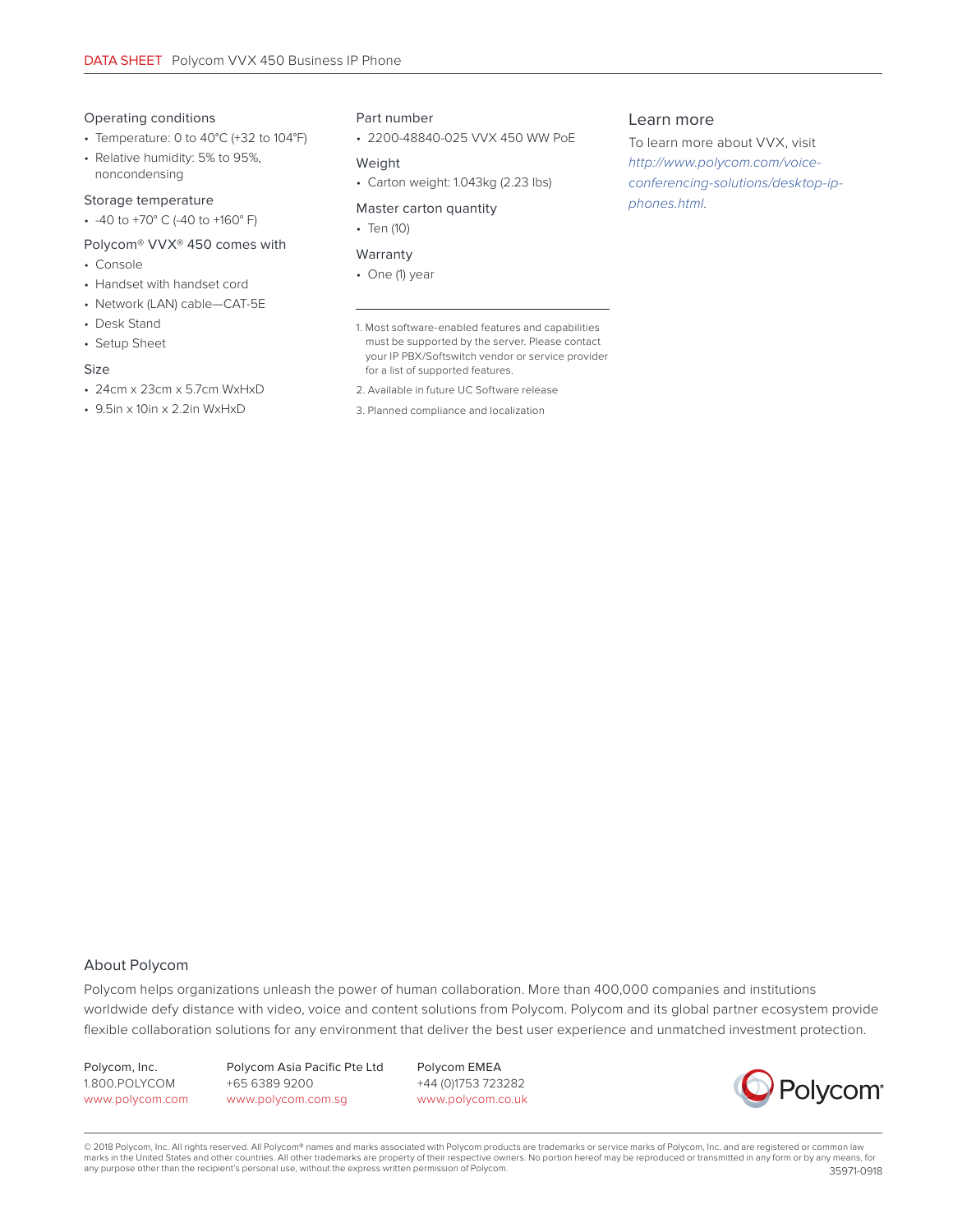### Operating conditions

- Temperature: 0 to 40°C (+32 to 104°F)
- Relative humidity: 5% to 95%, noncondensing

### Storage temperature

- -40 to +70° C (-40 to +160° F)

### Polycom® VVX® 450 comes with

- Console
- Handset with handset cord
- Network (LAN) cable—CAT-5E
- Desk Stand
- Setup Sheet

### Size

- 24cm x 23cm x 5.7cm WxHxD
- 9.5in x 10in x 2.2in WxHxD

### Part number

- 2200-48840-025 VVX 450 WW PoE

### Weight

- Carton weight: 1.043kg (2.23 lbs)

### Master carton quantity

- Ten (10)

### Warranty

- One (1) year

---

1. Most software-enabled features and capabilities must be supported by the server. Please contact your IP PBX/Softswitch vendor or service provider for a list of supported features.
2. Available in future UC Software release
3. Planned compliance and localization

## Learn more

To learn more about VVX, visit *http://www.polycom.com/voice-conferencing-solutions/desktop-ip-phones.html*.

## About Polycom

Polycom helps organizations unleash the power of human collaboration. More than 400,000 companies and institutions worldwide defy distance with video, voice and content solutions from Polycom. Polycom and its global partner ecosystem provide flexible collaboration solutions for any environment that deliver the best user experience and unmatched investment protection.

Polycom, Inc.
1.800.POLYCOM
www.polycom.com

Polycom Asia Pacific Pte Ltd
+65 6389 9200
www.polycom.com.sg

Polycom EMEA
+44 (0)1753 723282
www.polycom.co.uk

Polycom®

© 2018 Polycom, Inc. All rights reserved. All Polycom® names and marks associated with Polycom products are trademarks or service marks of Polycom, Inc. and are registered or common law marks in the United States and other countries. All other trademarks are property of their respective owners. No portion hereof may be reproduced or transmitted in any form or by any means, for any purpose other than the recipient's personal use, without the express written permission of Polycom.

35971-0918